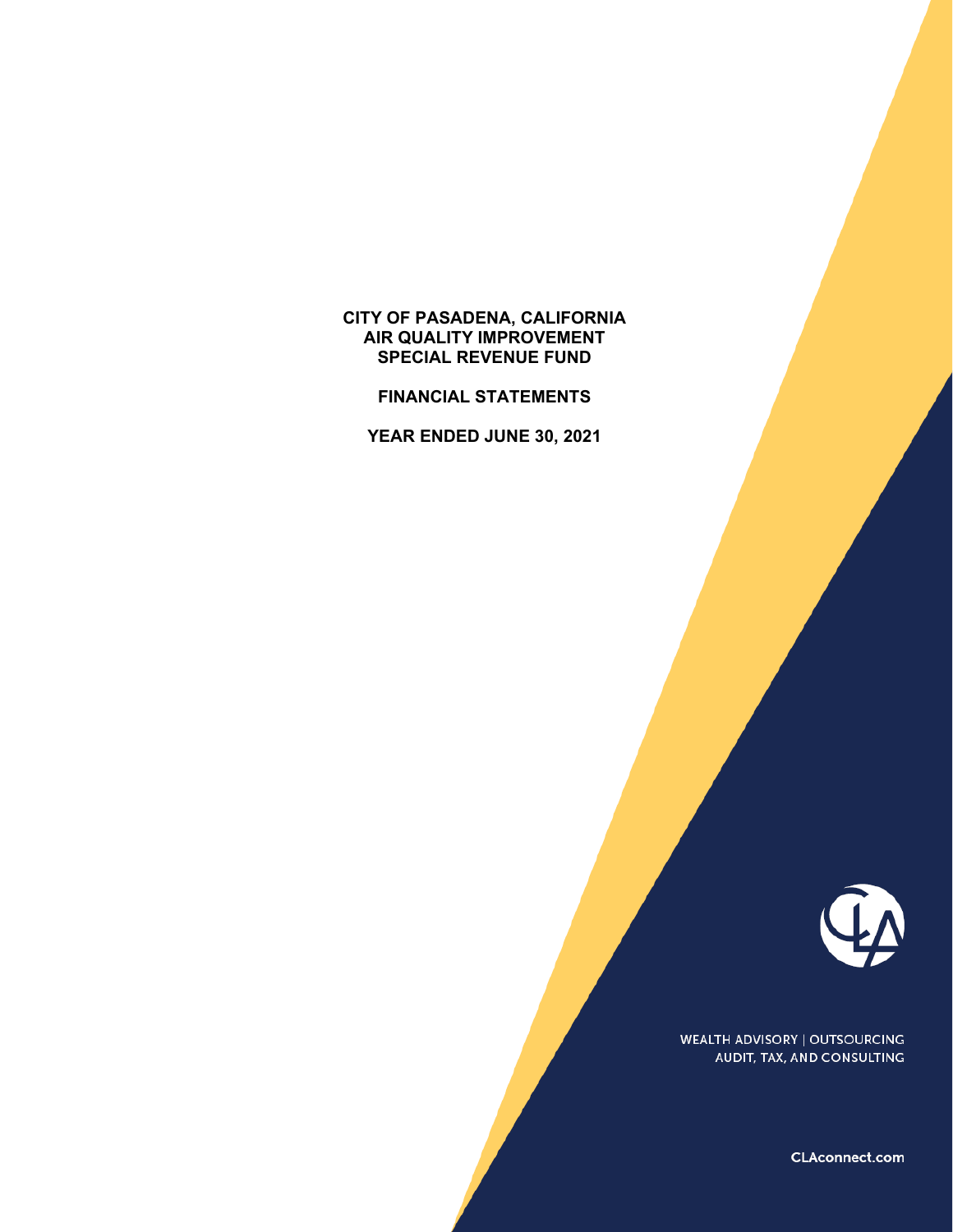# CITY OF PASADENA, CALIFORNIA
# AIR QUALITY IMPROVEMENT
# SPECIAL REVENUE FUND

## FINANCIAL STATEMENTS

## YEAR ENDED JUNE 30, 2021

WEALTH ADVISORY | OUTSOURCING
AUDIT, TAX, AND CONSULTING

CLAconnect.com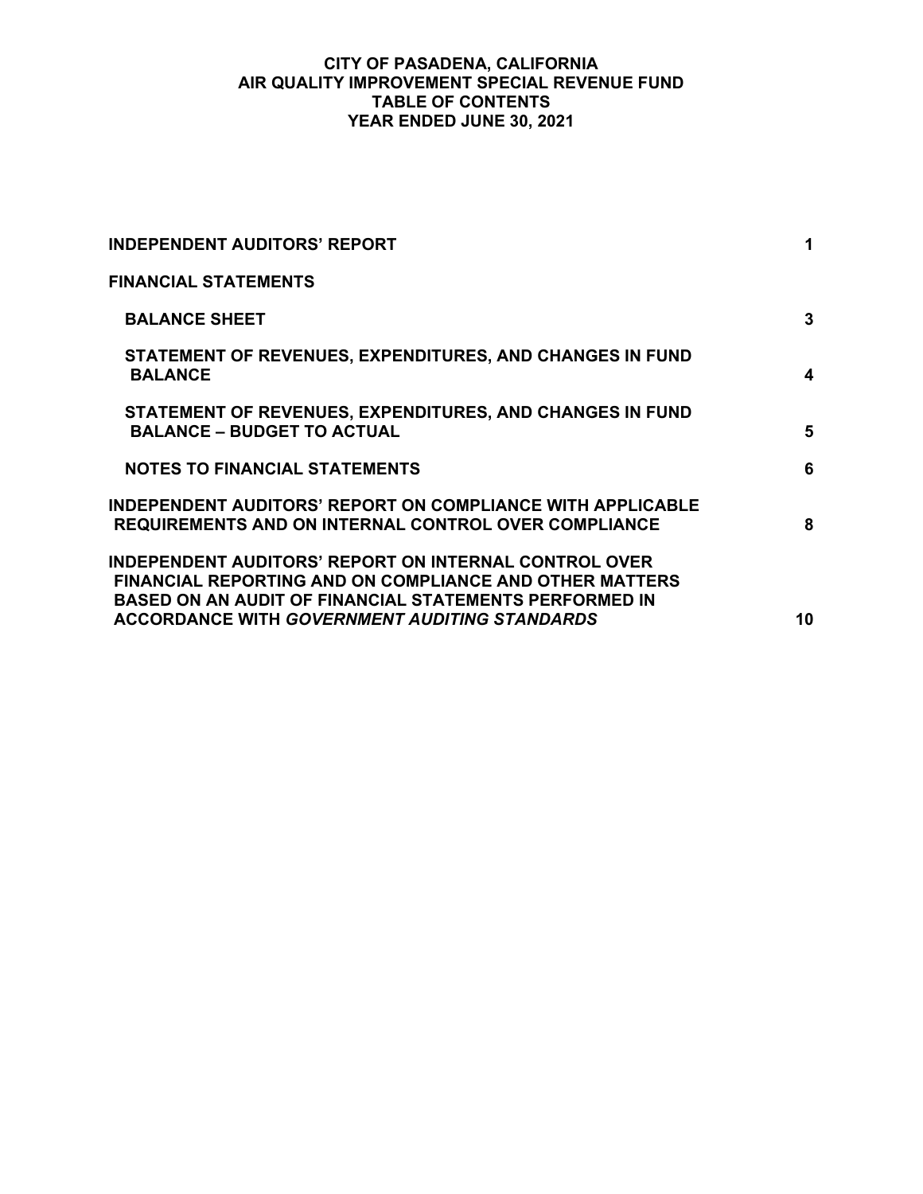# CITY OF PASADENA, CALIFORNIA
# AIR QUALITY IMPROVEMENT SPECIAL REVENUE FUND
# TABLE OF CONTENTS
# YEAR ENDED JUNE 30, 2021

| | |
|---|---|
| **INDEPENDENT AUDITORS' REPORT** | **1** |
| **FINANCIAL STATEMENTS** | |
| **BALANCE SHEET** | **3** |
| **STATEMENT OF REVENUES, EXPENDITURES, AND CHANGES IN FUND BALANCE** | **4** |
| **STATEMENT OF REVENUES, EXPENDITURES, AND CHANGES IN FUND BALANCE – BUDGET TO ACTUAL** | **5** |
| **NOTES TO FINANCIAL STATEMENTS** | **6** |
| **INDEPENDENT AUDITORS' REPORT ON COMPLIANCE WITH APPLICABLE REQUIREMENTS AND ON INTERNAL CONTROL OVER COMPLIANCE** | **8** |
| **INDEPENDENT AUDITORS' REPORT ON INTERNAL CONTROL OVER FINANCIAL REPORTING AND ON COMPLIANCE AND OTHER MATTERS BASED ON AN AUDIT OF FINANCIAL STATEMENTS PERFORMED IN ACCORDANCE WITH *GOVERNMENT AUDITING STANDARDS*** | **10** |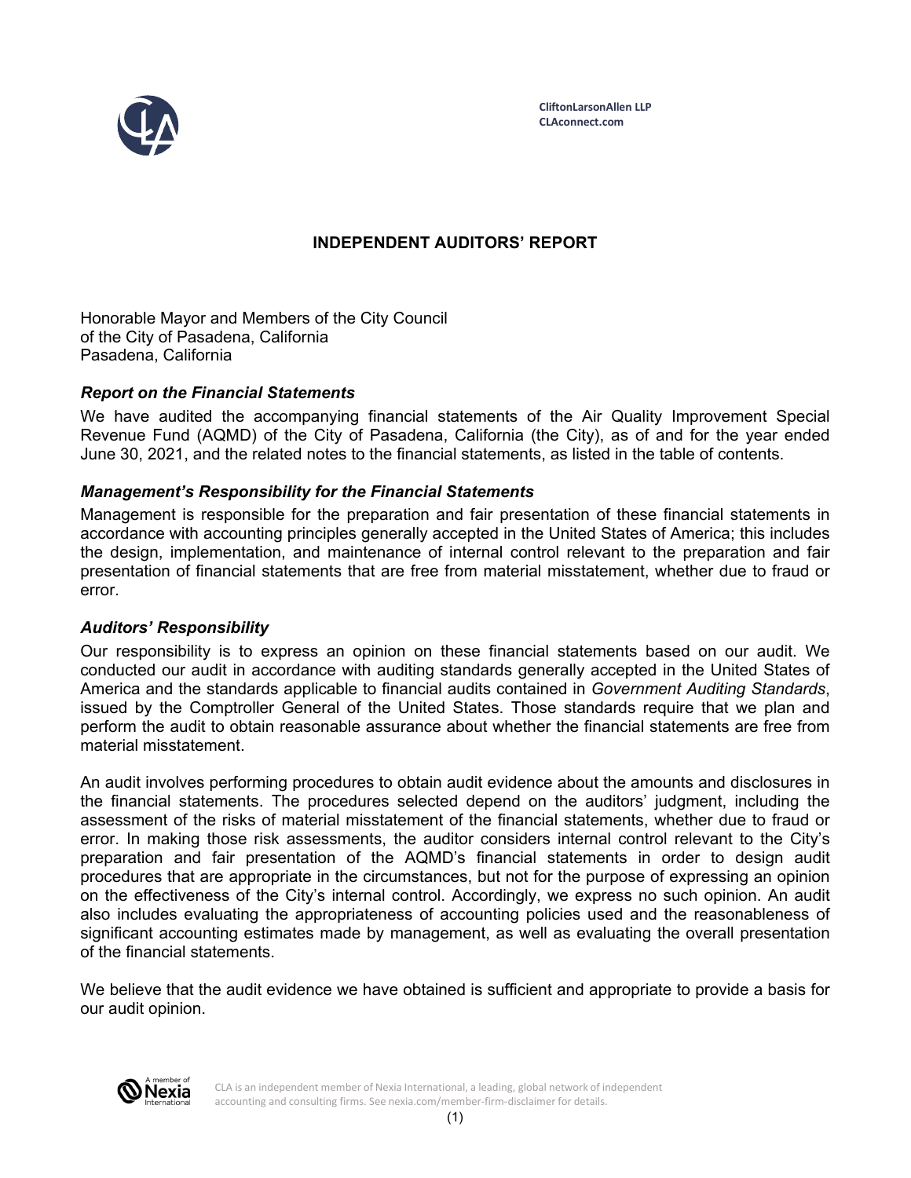CliftonLarsonAllen LLP
CLAconnect.com

# INDEPENDENT AUDITORS' REPORT

Honorable Mayor and Members of the City Council
of the City of Pasadena, California
Pasadena, California

### *Report on the Financial Statements*

We have audited the accompanying financial statements of the Air Quality Improvement Special Revenue Fund (AQMD) of the City of Pasadena, California (the City), as of and for the year ended June 30, 2021, and the related notes to the financial statements, as listed in the table of contents.

### *Management's Responsibility for the Financial Statements*

Management is responsible for the preparation and fair presentation of these financial statements in accordance with accounting principles generally accepted in the United States of America; this includes the design, implementation, and maintenance of internal control relevant to the preparation and fair presentation of financial statements that are free from material misstatement, whether due to fraud or error.

### *Auditors' Responsibility*

Our responsibility is to express an opinion on these financial statements based on our audit. We conducted our audit in accordance with auditing standards generally accepted in the United States of America and the standards applicable to financial audits contained in *Government Auditing Standards*, issued by the Comptroller General of the United States. Those standards require that we plan and perform the audit to obtain reasonable assurance about whether the financial statements are free from material misstatement.

An audit involves performing procedures to obtain audit evidence about the amounts and disclosures in the financial statements. The procedures selected depend on the auditors' judgment, including the assessment of the risks of material misstatement of the financial statements, whether due to fraud or error. In making those risk assessments, the auditor considers internal control relevant to the City's preparation and fair presentation of the AQMD's financial statements in order to design audit procedures that are appropriate in the circumstances, but not for the purpose of expressing an opinion on the effectiveness of the City's internal control. Accordingly, we express no such opinion. An audit also includes evaluating the appropriateness of accounting policies used and the reasonableness of significant accounting estimates made by management, as well as evaluating the overall presentation of the financial statements.

We believe that the audit evidence we have obtained is sufficient and appropriate to provide a basis for our audit opinion.

CLA is an independent member of Nexia International, a leading, global network of independent accounting and consulting firms. See nexia.com/member-firm-disclaimer for details.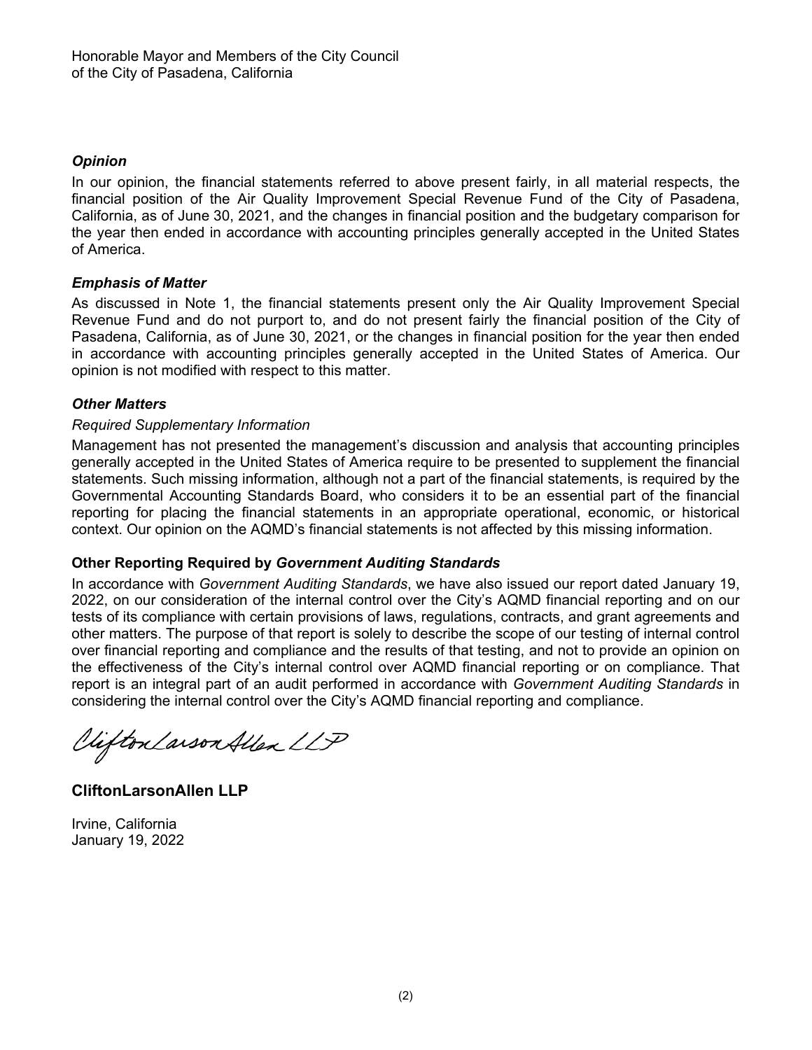Honorable Mayor and Members of the City Council
of the City of Pasadena, California

### *Opinion*

In our opinion, the financial statements referred to above present fairly, in all material respects, the financial position of the Air Quality Improvement Special Revenue Fund of the City of Pasadena, California, as of June 30, 2021, and the changes in financial position and the budgetary comparison for the year then ended in accordance with accounting principles generally accepted in the United States of America.

### *Emphasis of Matter*

As discussed in Note 1, the financial statements present only the Air Quality Improvement Special Revenue Fund and do not purport to, and do not present fairly the financial position of the City of Pasadena, California, as of June 30, 2021, or the changes in financial position for the year then ended in accordance with accounting principles generally accepted in the United States of America. Our opinion is not modified with respect to this matter.

### *Other Matters*

*Required Supplementary Information*

Management has not presented the management's discussion and analysis that accounting principles generally accepted in the United States of America require to be presented to supplement the financial statements. Such missing information, although not a part of the financial statements, is required by the Governmental Accounting Standards Board, who considers it to be an essential part of the financial reporting for placing the financial statements in an appropriate operational, economic, or historical context. Our opinion on the AQMD's financial statements is not affected by this missing information.

### **Other Reporting Required by *Government Auditing Standards***

In accordance with *Government Auditing Standards*, we have also issued our report dated January 19, 2022, on our consideration of the internal control over the City's AQMD financial reporting and on our tests of its compliance with certain provisions of laws, regulations, contracts, and grant agreements and other matters. The purpose of that report is solely to describe the scope of our testing of internal control over financial reporting and compliance and the results of that testing, and not to provide an opinion on the effectiveness of the City's internal control over AQMD financial reporting or on compliance. That report is an integral part of an audit performed in accordance with *Government Auditing Standards* in considering the internal control over the City's AQMD financial reporting and compliance.

*CliftonLarsonAllen LLP*

**CliftonLarsonAllen LLP**

Irvine, California
January 19, 2022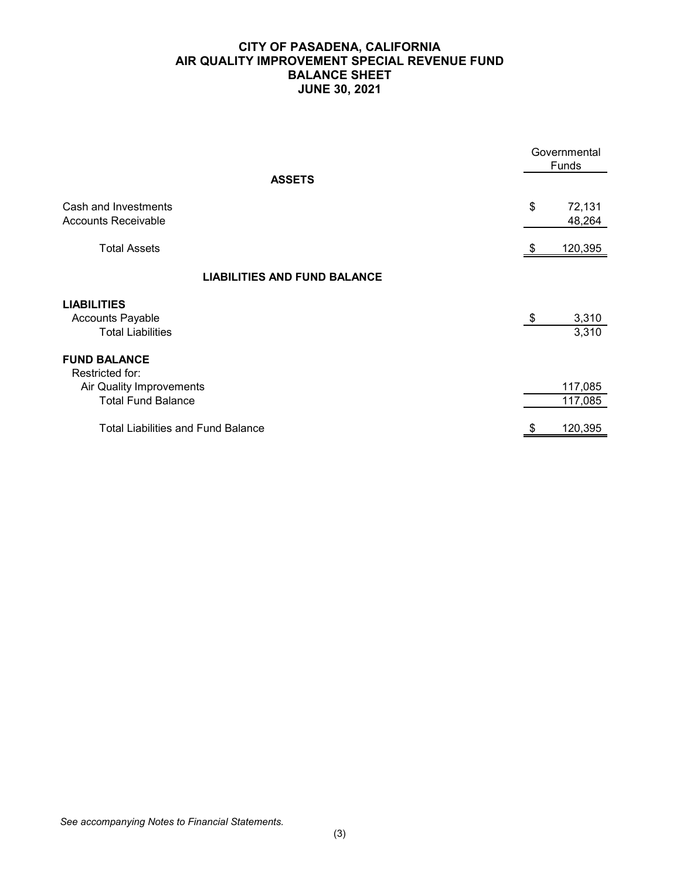# CITY OF PASADENA, CALIFORNIA
# AIR QUALITY IMPROVEMENT SPECIAL REVENUE FUND
# BALANCE SHEET
# JUNE 30, 2021

| | Governmental Funds |
|---|---|
| **ASSETS** | |
| Cash and Investments | $ 72,131 |
| Accounts Receivable | 48,264 |
| Total Assets | $ 120,395 |
| **LIABILITIES AND FUND BALANCE** | |
| **LIABILITIES** | |
| Accounts Payable | $ 3,310 |
| Total Liabilities | 3,310 |
| **FUND BALANCE** | |
| Restricted for: | |
| Air Quality Improvements | 117,085 |
| Total Fund Balance | 117,085 |
| Total Liabilities and Fund Balance | $ 120,395 |

*See accompanying Notes to Financial Statements.*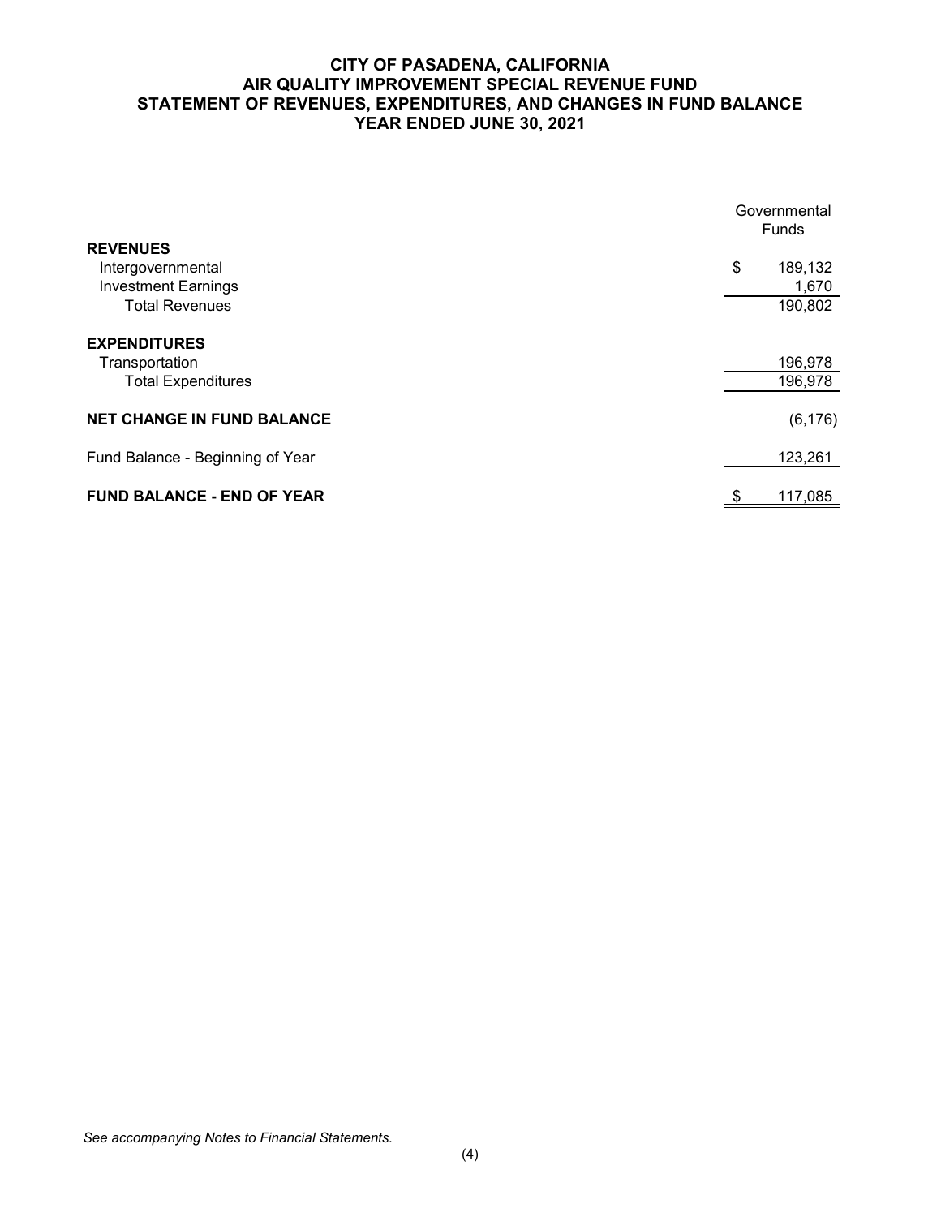# CITY OF PASADENA, CALIFORNIA
## AIR QUALITY IMPROVEMENT SPECIAL REVENUE FUND
## STATEMENT OF REVENUES, EXPENDITURES, AND CHANGES IN FUND BALANCE
## YEAR ENDED JUNE 30, 2021

| | Governmental Funds |
|---|---|
| **REVENUES** | |
| Intergovernmental | $ 189,132 |
| Investment Earnings | 1,670 |
| Total Revenues | 190,802 |
| **EXPENDITURES** | |
| Transportation | 196,978 |
| Total Expenditures | 196,978 |
| **NET CHANGE IN FUND BALANCE** | (6,176) |
| Fund Balance - Beginning of Year | 123,261 |
| **FUND BALANCE - END OF YEAR** | $ 117,085 |

*See accompanying Notes to Financial Statements.*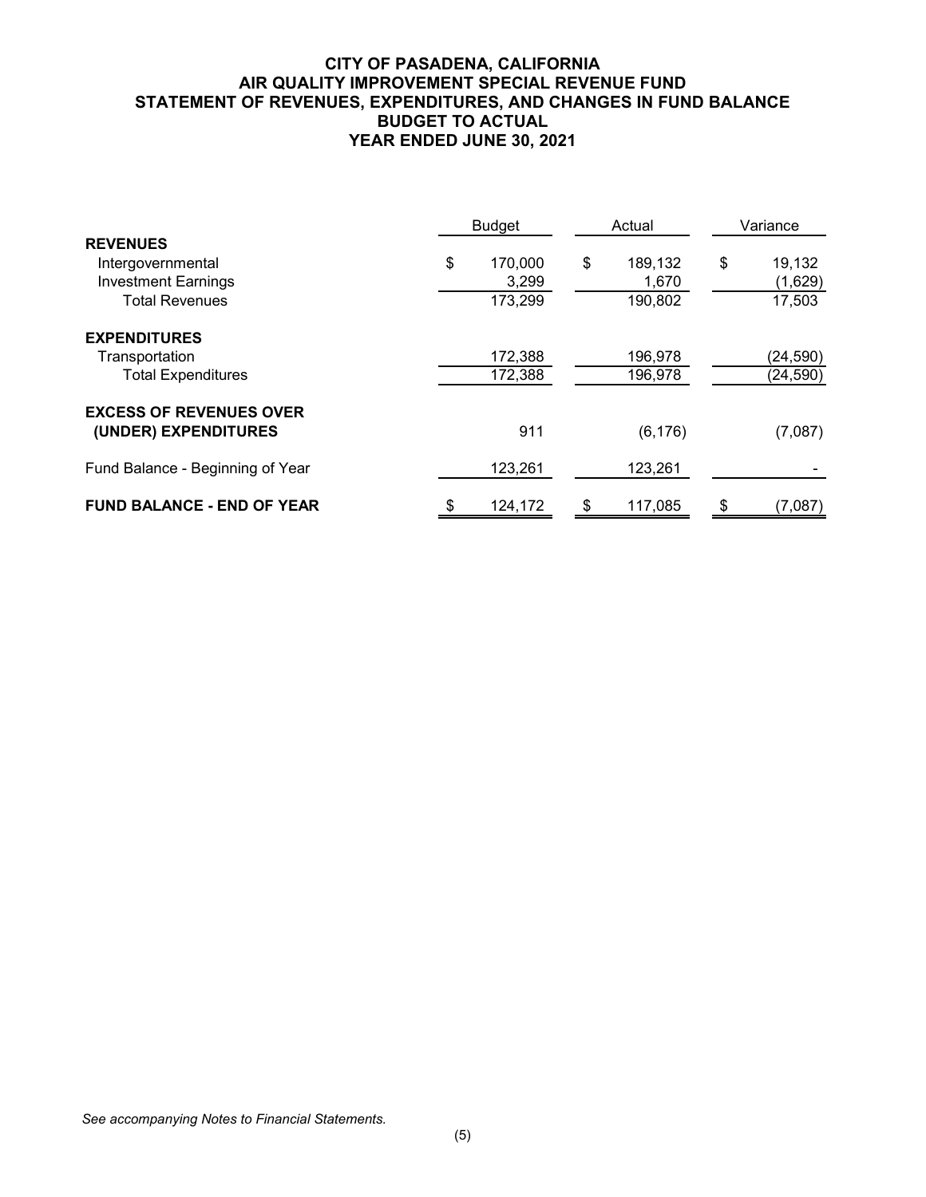# CITY OF PASADENA, CALIFORNIA
## AIR QUALITY IMPROVEMENT SPECIAL REVENUE FUND
## STATEMENT OF REVENUES, EXPENDITURES, AND CHANGES IN FUND BALANCE
## BUDGET TO ACTUAL
## YEAR ENDED JUNE 30, 2021

| | Budget | Actual | Variance |
|---|---|---|---|
| **REVENUES** | | | |
| Intergovernmental | $ 170,000 | $ 189,132 | $ 19,132 |
| Investment Earnings | 3,299 | 1,670 | (1,629) |
| Total Revenues | 173,299 | 190,802 | 17,503 |
| **EXPENDITURES** | | | |
| Transportation | 172,388 | 196,978 | (24,590) |
| Total Expenditures | 172,388 | 196,978 | (24,590) |
| **EXCESS OF REVENUES OVER (UNDER) EXPENDITURES** | 911 | (6,176) | (7,087) |
| Fund Balance - Beginning of Year | 123,261 | 123,261 | - |
| **FUND BALANCE - END OF YEAR** | $ 124,172 | $ 117,085 | $ (7,087) |

*See accompanying Notes to Financial Statements.*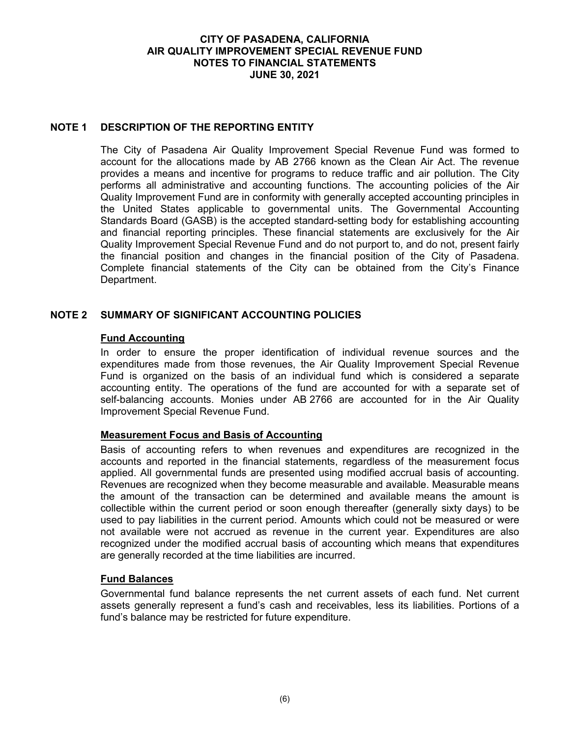# CITY OF PASADENA, CALIFORNIA
# AIR QUALITY IMPROVEMENT SPECIAL REVENUE FUND
# NOTES TO FINANCIAL STATEMENTS
# JUNE 30, 2021

## NOTE 1 DESCRIPTION OF THE REPORTING ENTITY

The City of Pasadena Air Quality Improvement Special Revenue Fund was formed to account for the allocations made by AB 2766 known as the Clean Air Act. The revenue provides a means and incentive for programs to reduce traffic and air pollution. The City performs all administrative and accounting functions. The accounting policies of the Air Quality Improvement Fund are in conformity with generally accepted accounting principles in the United States applicable to governmental units. The Governmental Accounting Standards Board (GASB) is the accepted standard-setting body for establishing accounting and financial reporting principles. These financial statements are exclusively for the Air Quality Improvement Special Revenue Fund and do not purport to, and do not, present fairly the financial position and changes in the financial position of the City of Pasadena. Complete financial statements of the City can be obtained from the City's Finance Department.

## NOTE 2 SUMMARY OF SIGNIFICANT ACCOUNTING POLICIES

### Fund Accounting

In order to ensure the proper identification of individual revenue sources and the expenditures made from those revenues, the Air Quality Improvement Special Revenue Fund is organized on the basis of an individual fund which is considered a separate accounting entity. The operations of the fund are accounted for with a separate set of self-balancing accounts. Monies under AB 2766 are accounted for in the Air Quality Improvement Special Revenue Fund.

### Measurement Focus and Basis of Accounting

Basis of accounting refers to when revenues and expenditures are recognized in the accounts and reported in the financial statements, regardless of the measurement focus applied. All governmental funds are presented using modified accrual basis of accounting. Revenues are recognized when they become measurable and available. Measurable means the amount of the transaction can be determined and available means the amount is collectible within the current period or soon enough thereafter (generally sixty days) to be used to pay liabilities in the current period. Amounts which could not be measured or were not available were not accrued as revenue in the current year. Expenditures are also recognized under the modified accrual basis of accounting which means that expenditures are generally recorded at the time liabilities are incurred.

### Fund Balances

Governmental fund balance represents the net current assets of each fund. Net current assets generally represent a fund's cash and receivables, less its liabilities. Portions of a fund's balance may be restricted for future expenditure.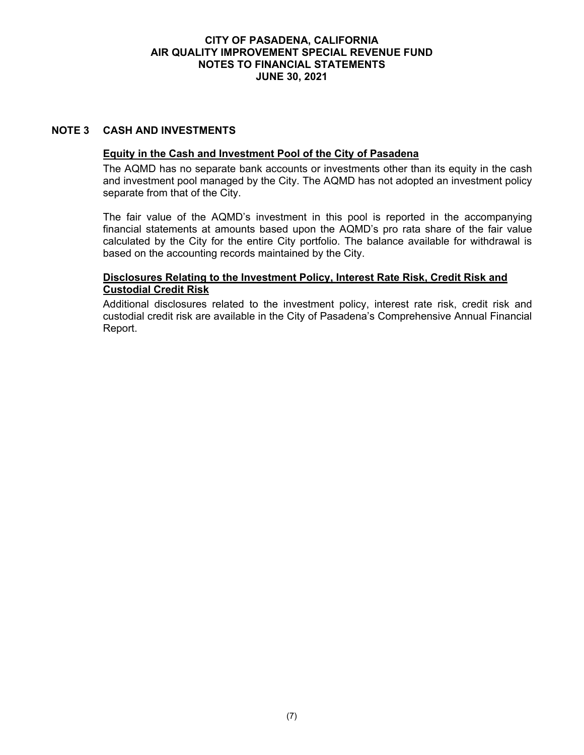# CITY OF PASADENA, CALIFORNIA
# AIR QUALITY IMPROVEMENT SPECIAL REVENUE FUND
# NOTES TO FINANCIAL STATEMENTS
# JUNE 30, 2021

## NOTE 3 CASH AND INVESTMENTS

### Equity in the Cash and Investment Pool of the City of Pasadena

The AQMD has no separate bank accounts or investments other than its equity in the cash and investment pool managed by the City. The AQMD has not adopted an investment policy separate from that of the City.

The fair value of the AQMD's investment in this pool is reported in the accompanying financial statements at amounts based upon the AQMD's pro rata share of the fair value calculated by the City for the entire City portfolio. The balance available for withdrawal is based on the accounting records maintained by the City.

### Disclosures Relating to the Investment Policy, Interest Rate Risk, Credit Risk and Custodial Credit Risk

Additional disclosures related to the investment policy, interest rate risk, credit risk and custodial credit risk are available in the City of Pasadena's Comprehensive Annual Financial Report.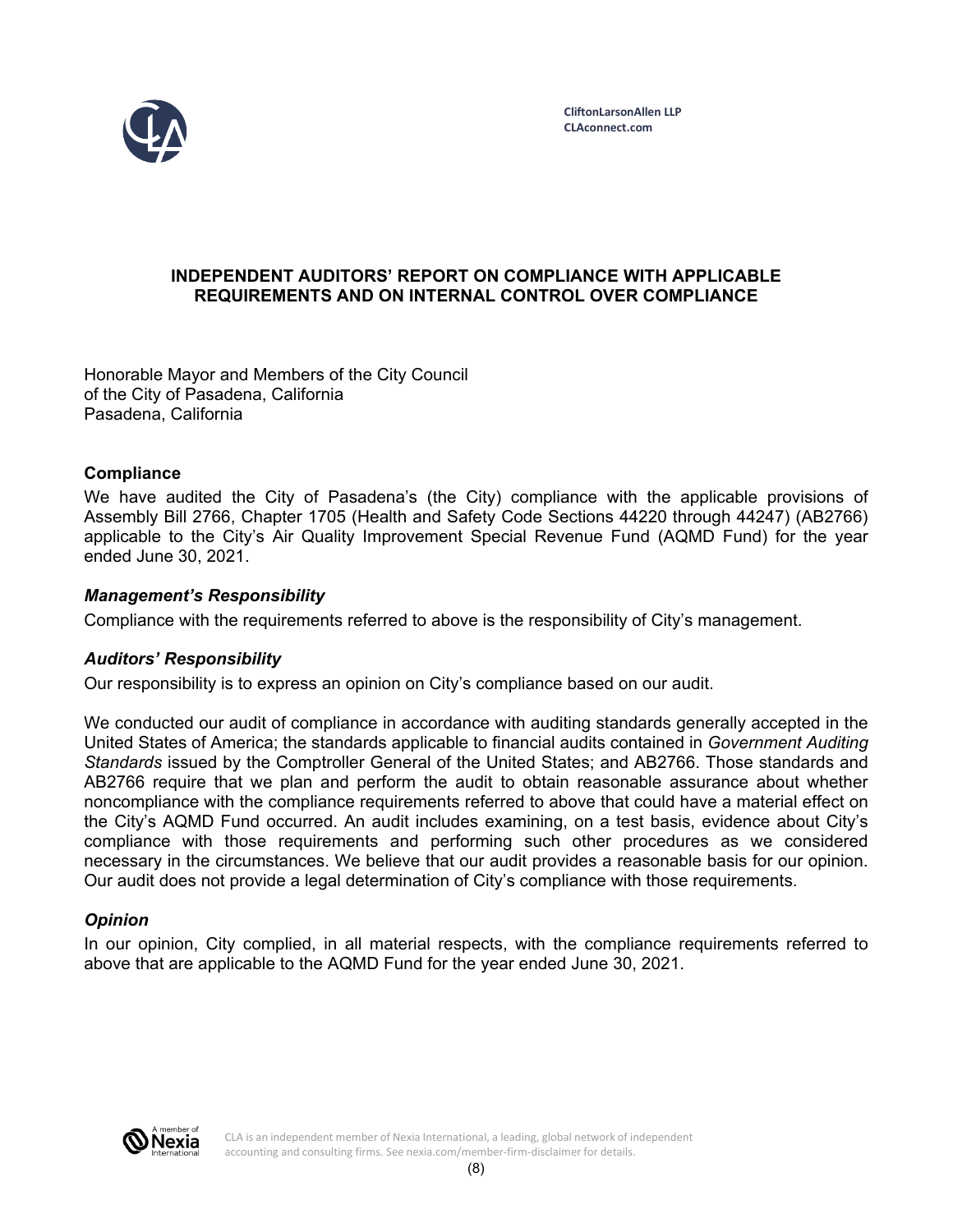CliftonLarsonAllen LLP
CLAconnect.com

## INDEPENDENT AUDITORS' REPORT ON COMPLIANCE WITH APPLICABLE REQUIREMENTS AND ON INTERNAL CONTROL OVER COMPLIANCE

Honorable Mayor and Members of the City Council
of the City of Pasadena, California
Pasadena, California

### Compliance

We have audited the City of Pasadena's (the City) compliance with the applicable provisions of Assembly Bill 2766, Chapter 1705 (Health and Safety Code Sections 44220 through 44247) (AB2766) applicable to the City's Air Quality Improvement Special Revenue Fund (AQMD Fund) for the year ended June 30, 2021.

### *Management's Responsibility*

Compliance with the requirements referred to above is the responsibility of City's management.

### *Auditors' Responsibility*

Our responsibility is to express an opinion on City's compliance based on our audit.

We conducted our audit of compliance in accordance with auditing standards generally accepted in the United States of America; the standards applicable to financial audits contained in *Government Auditing Standards* issued by the Comptroller General of the United States; and AB2766. Those standards and AB2766 require that we plan and perform the audit to obtain reasonable assurance about whether noncompliance with the compliance requirements referred to above that could have a material effect on the City's AQMD Fund occurred. An audit includes examining, on a test basis, evidence about City's compliance with those requirements and performing such other procedures as we considered necessary in the circumstances. We believe that our audit provides a reasonable basis for our opinion. Our audit does not provide a legal determination of City's compliance with those requirements.

### *Opinion*

In our opinion, City complied, in all material respects, with the compliance requirements referred to above that are applicable to the AQMD Fund for the year ended June 30, 2021.

CLA is an independent member of Nexia International, a leading, global network of independent accounting and consulting firms. See nexia.com/member-firm-disclaimer for details.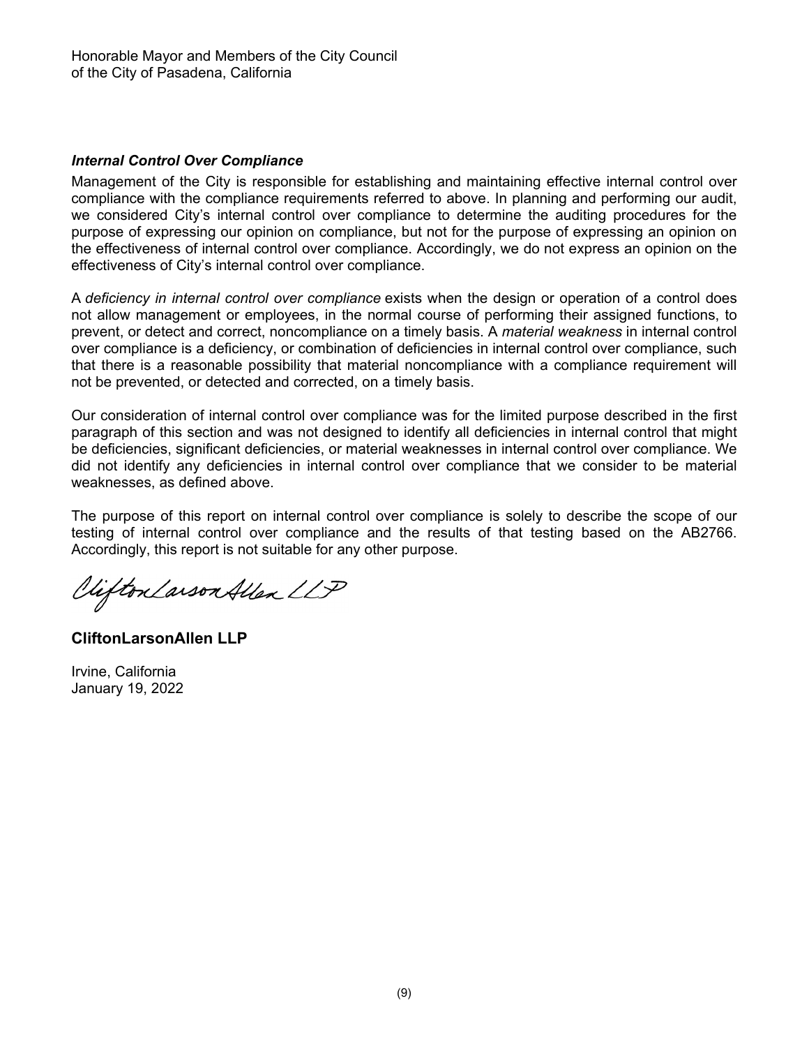Honorable Mayor and Members of the City Council
of the City of Pasadena, California

***Internal Control Over Compliance***

Management of the City is responsible for establishing and maintaining effective internal control over compliance with the compliance requirements referred to above. In planning and performing our audit, we considered City's internal control over compliance to determine the auditing procedures for the purpose of expressing our opinion on compliance, but not for the purpose of expressing an opinion on the effectiveness of internal control over compliance. Accordingly, we do not express an opinion on the effectiveness of City's internal control over compliance.

A *deficiency in internal control over compliance* exists when the design or operation of a control does not allow management or employees, in the normal course of performing their assigned functions, to prevent, or detect and correct, noncompliance on a timely basis. A *material weakness* in internal control over compliance is a deficiency, or combination of deficiencies in internal control over compliance, such that there is a reasonable possibility that material noncompliance with a compliance requirement will not be prevented, or detected and corrected, on a timely basis.

Our consideration of internal control over compliance was for the limited purpose described in the first paragraph of this section and was not designed to identify all deficiencies in internal control that might be deficiencies, significant deficiencies, or material weaknesses in internal control over compliance. We did not identify any deficiencies in internal control over compliance that we consider to be material weaknesses, as defined above.

The purpose of this report on internal control over compliance is solely to describe the scope of our testing of internal control over compliance and the results of that testing based on the AB2766. Accordingly, this report is not suitable for any other purpose.

CliftonLarsonAllen LLP

**CliftonLarsonAllen LLP**

Irvine, California
January 19, 2022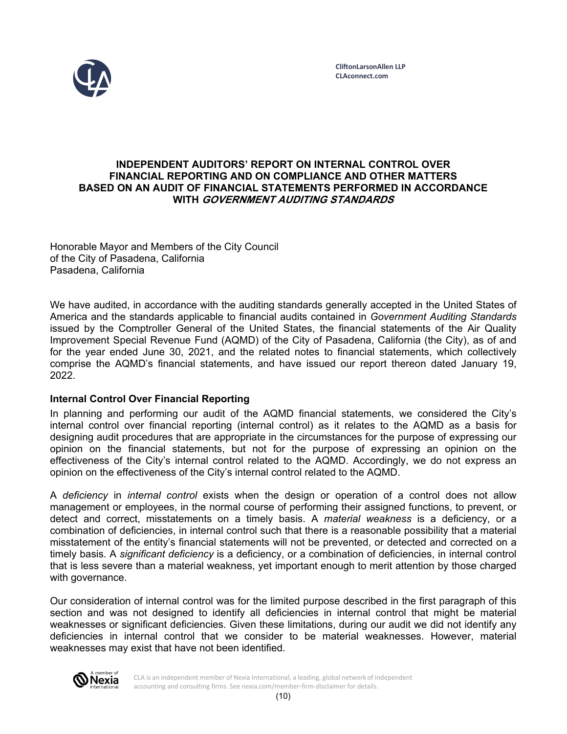CliftonLarsonAllen LLP
CLAconnect.com

# INDEPENDENT AUDITORS' REPORT ON INTERNAL CONTROL OVER FINANCIAL REPORTING AND ON COMPLIANCE AND OTHER MATTERS BASED ON AN AUDIT OF FINANCIAL STATEMENTS PERFORMED IN ACCORDANCE WITH *GOVERNMENT AUDITING STANDARDS*

Honorable Mayor and Members of the City Council
of the City of Pasadena, California
Pasadena, California

We have audited, in accordance with the auditing standards generally accepted in the United States of America and the standards applicable to financial audits contained in *Government Auditing Standards* issued by the Comptroller General of the United States, the financial statements of the Air Quality Improvement Special Revenue Fund (AQMD) of the City of Pasadena, California (the City), as of and for the year ended June 30, 2021, and the related notes to financial statements, which collectively comprise the AQMD's financial statements, and have issued our report thereon dated January 19, 2022.

**Internal Control Over Financial Reporting**

In planning and performing our audit of the AQMD financial statements, we considered the City's internal control over financial reporting (internal control) as it relates to the AQMD as a basis for designing audit procedures that are appropriate in the circumstances for the purpose of expressing our opinion on the financial statements, but not for the purpose of expressing an opinion on the effectiveness of the City's internal control related to the AQMD. Accordingly, we do not express an opinion on the effectiveness of the City's internal control related to the AQMD.

A *deficiency* in *internal control* exists when the design or operation of a control does not allow management or employees, in the normal course of performing their assigned functions, to prevent, or detect and correct, misstatements on a timely basis. A *material weakness* is a deficiency, or a combination of deficiencies, in internal control such that there is a reasonable possibility that a material misstatement of the entity's financial statements will not be prevented, or detected and corrected on a timely basis. A *significant deficiency* is a deficiency, or a combination of deficiencies, in internal control that is less severe than a material weakness, yet important enough to merit attention by those charged with governance.

Our consideration of internal control was for the limited purpose described in the first paragraph of this section and was not designed to identify all deficiencies in internal control that might be material weaknesses or significant deficiencies. Given these limitations, during our audit we did not identify any deficiencies in internal control that we consider to be material weaknesses. However, material weaknesses may exist that have not been identified.

CLA is an independent member of Nexia International, a leading, global network of independent accounting and consulting firms. See nexia.com/member-firm-disclaimer for details.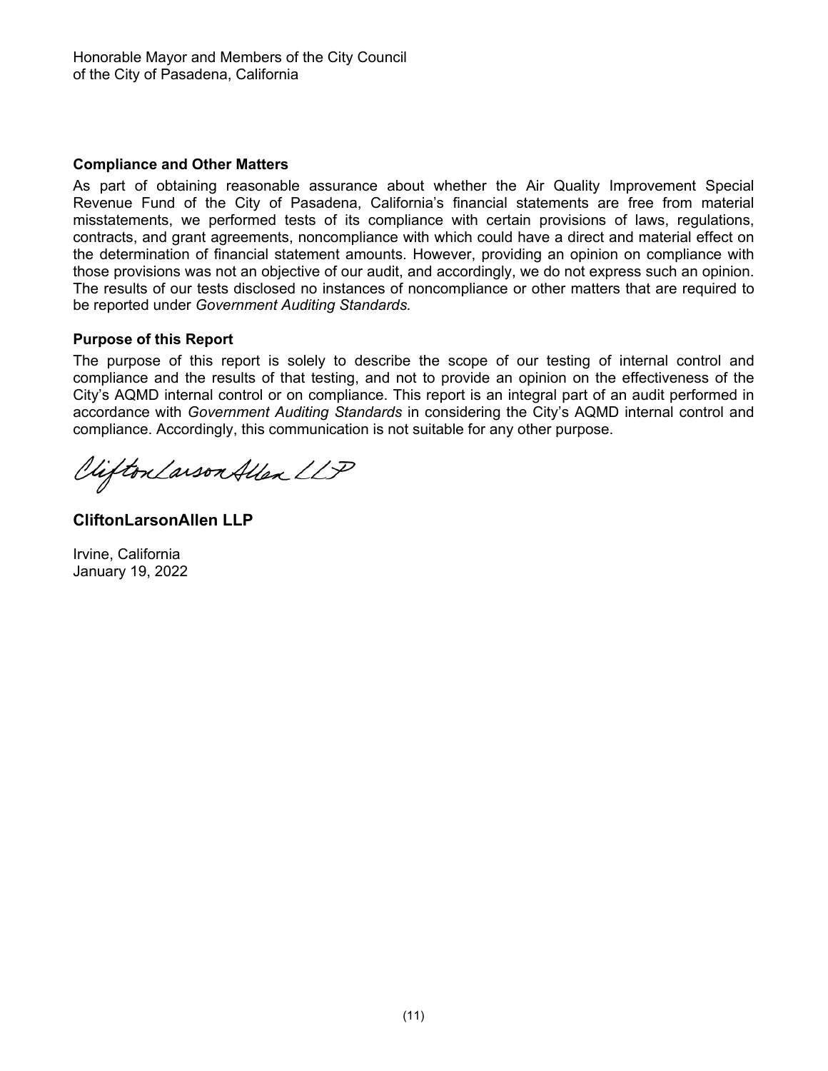Honorable Mayor and Members of the City Council
of the City of Pasadena, California

**Compliance and Other Matters**

As part of obtaining reasonable assurance about whether the Air Quality Improvement Special Revenue Fund of the City of Pasadena, California's financial statements are free from material misstatements, we performed tests of its compliance with certain provisions of laws, regulations, contracts, and grant agreements, noncompliance with which could have a direct and material effect on the determination of financial statement amounts. However, providing an opinion on compliance with those provisions was not an objective of our audit, and accordingly, we do not express such an opinion. The results of our tests disclosed no instances of noncompliance or other matters that are required to be reported under *Government Auditing Standards.*

**Purpose of this Report**

The purpose of this report is solely to describe the scope of our testing of internal control and compliance and the results of that testing, and not to provide an opinion on the effectiveness of the City's AQMD internal control or on compliance. This report is an integral part of an audit performed in accordance with *Government Auditing Standards* in considering the City's AQMD internal control and compliance. Accordingly, this communication is not suitable for any other purpose.

CliftonLarsonAllen LLP

**CliftonLarsonAllen LLP**

Irvine, California
January 19, 2022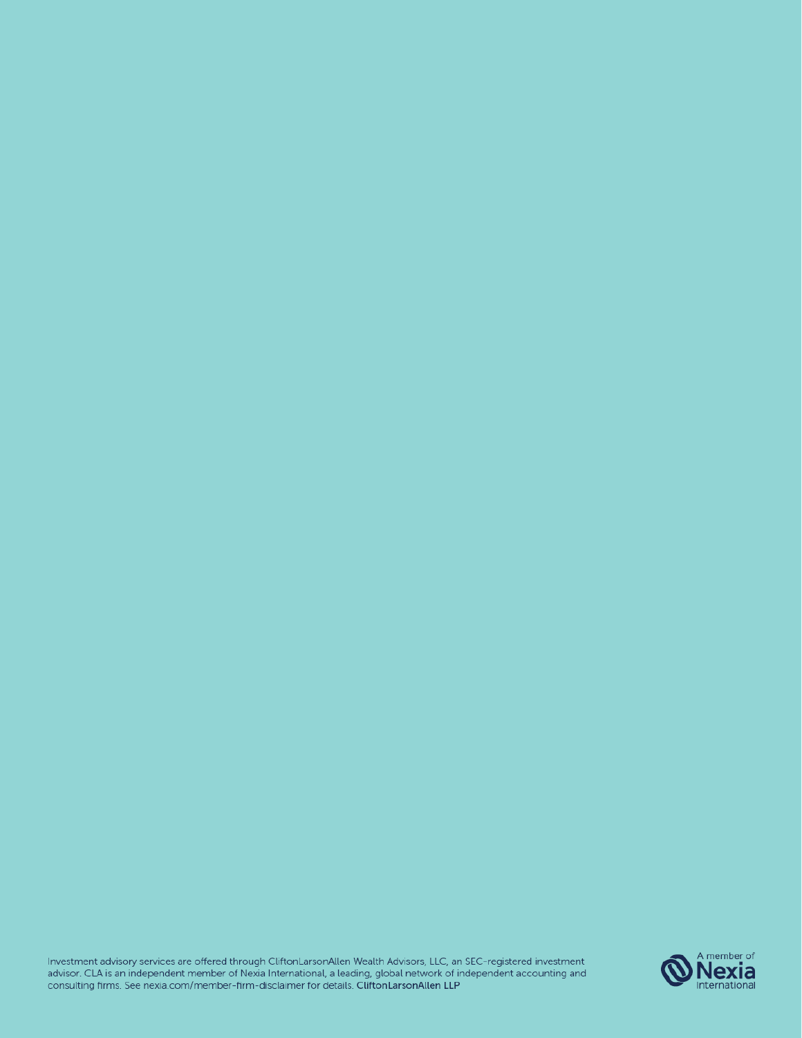Investment advisory services are offered through CliftonLarsonAllen Wealth Advisors, LLC, an SEC-registered investment advisor. CLA is an independent member of Nexia International, a leading, global network of independent accounting and consulting firms. See nexia.com/member-firm-disclaimer for details. **CliftonLarsonAllen LLP**

A member of Nexia International